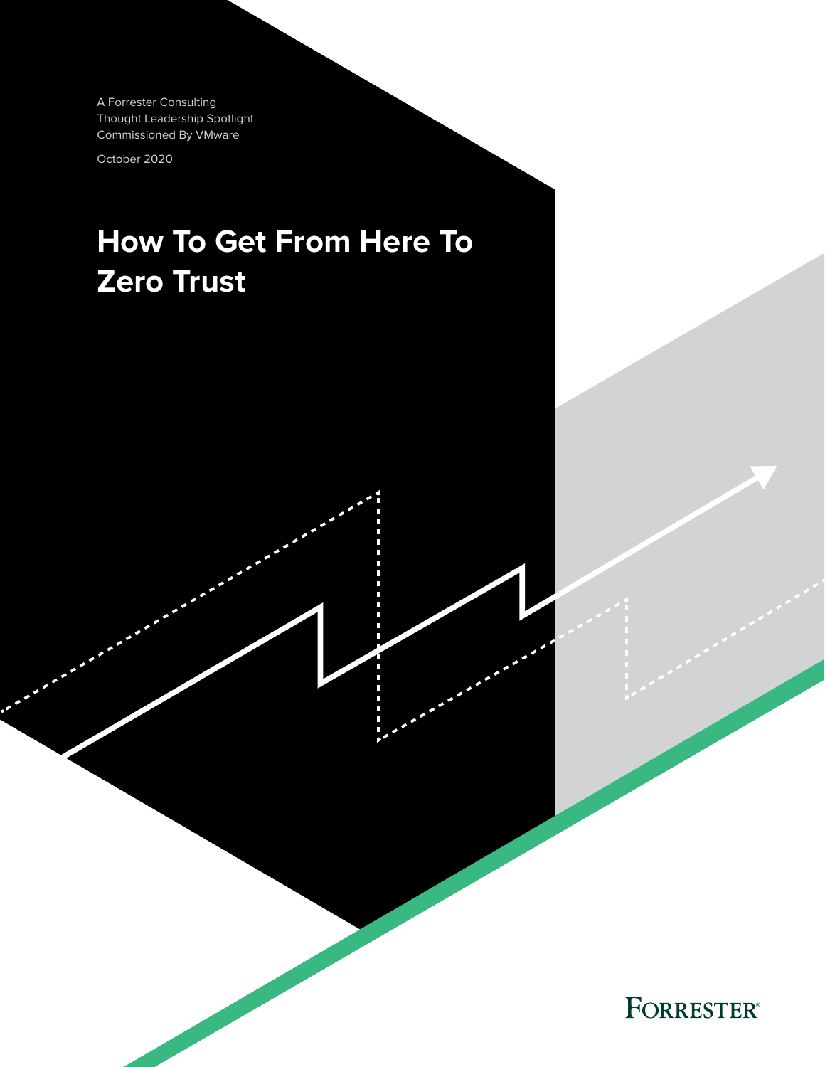A Forrester Consulting
Thought Leadership Spotlight
Commissioned By VMware

October 2020

# How To Get From Here To Zero Trust

FORRESTER®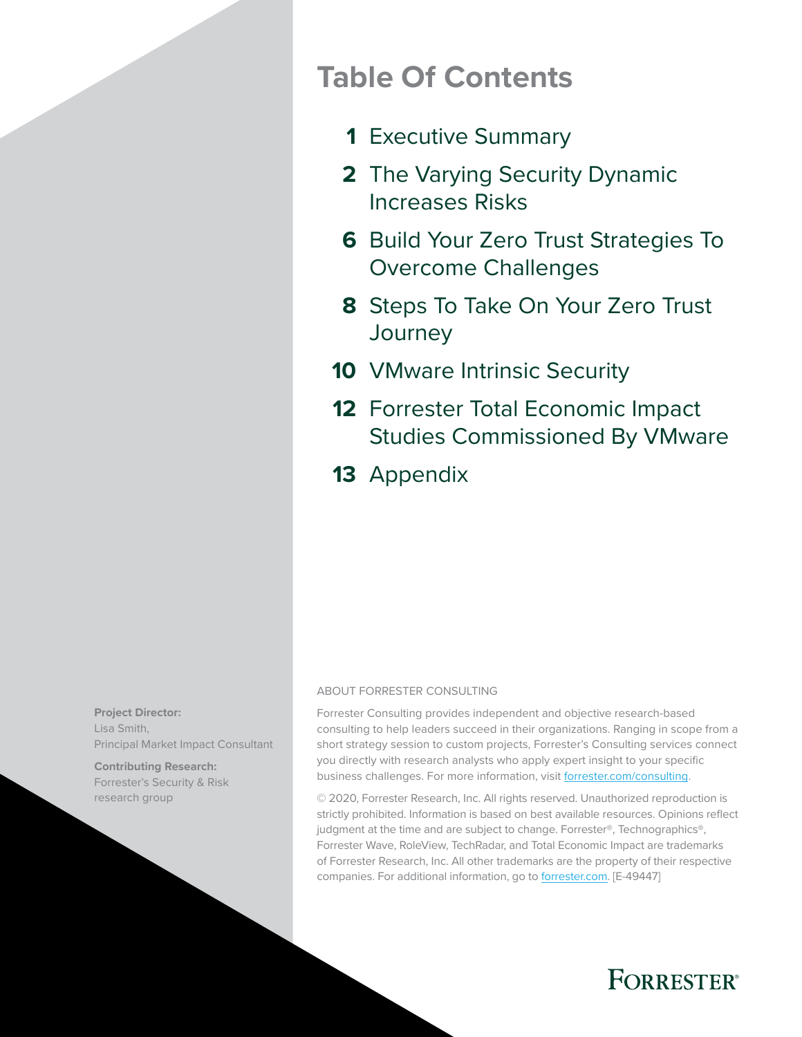# Table Of Contents

**1** Executive Summary

**2** The Varying Security Dynamic Increases Risks

**6** Build Your Zero Trust Strategies To Overcome Challenges

**8** Steps To Take On Your Zero Trust Journey

**10** VMware Intrinsic Security

**12** Forrester Total Economic Impact Studies Commissioned By VMware

**13** Appendix

**Project Director:**
Lisa Smith,
Principal Market Impact Consultant

**Contributing Research:**
Forrester's Security & Risk research group

ABOUT FORRESTER CONSULTING

Forrester Consulting provides independent and objective research-based consulting to help leaders succeed in their organizations. Ranging in scope from a short strategy session to custom projects, Forrester's Consulting services connect you directly with research analysts who apply expert insight to your specific business challenges. For more information, visit forrester.com/consulting.

© 2020, Forrester Research, Inc. All rights reserved. Unauthorized reproduction is strictly prohibited. Information is based on best available resources. Opinions reflect judgment at the time and are subject to change. Forrester®, Technographics®, Forrester Wave, RoleView, TechRadar, and Total Economic Impact are trademarks of Forrester Research, Inc. All other trademarks are the property of their respective companies. For additional information, go to forrester.com. [E-49447]

FORRESTER®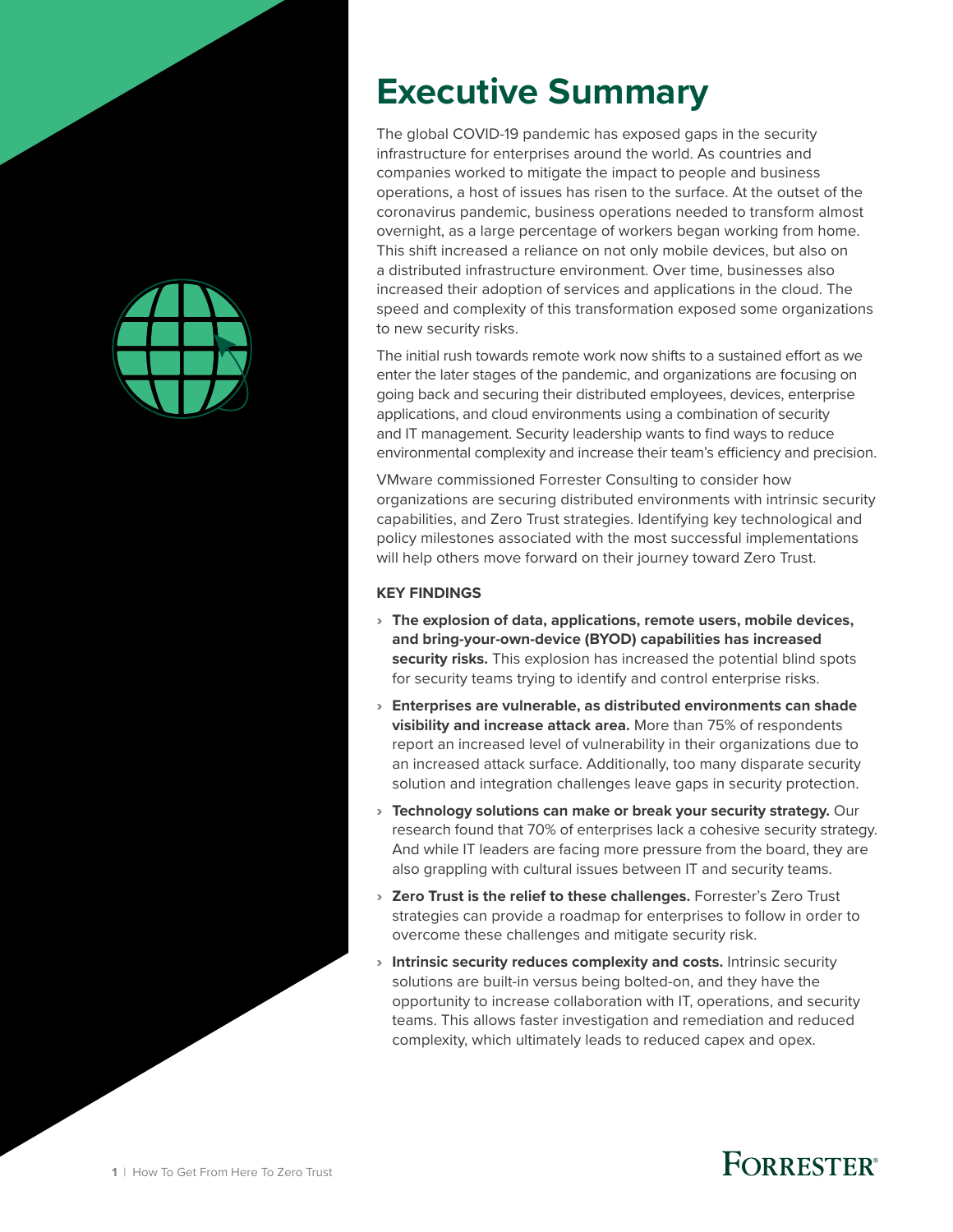# Executive Summary

The global COVID-19 pandemic has exposed gaps in the security infrastructure for enterprises around the world. As countries and companies worked to mitigate the impact to people and business operations, a host of issues has risen to the surface. At the outset of the coronavirus pandemic, business operations needed to transform almost overnight, as a large percentage of workers began working from home. This shift increased a reliance on not only mobile devices, but also on a distributed infrastructure environment. Over time, businesses also increased their adoption of services and applications in the cloud. The speed and complexity of this transformation exposed some organizations to new security risks.

The initial rush towards remote work now shifts to a sustained effort as we enter the later stages of the pandemic, and organizations are focusing on going back and securing their distributed employees, devices, enterprise applications, and cloud environments using a combination of security and IT management. Security leadership wants to find ways to reduce environmental complexity and increase their team's efficiency and precision.

VMware commissioned Forrester Consulting to consider how organizations are securing distributed environments with intrinsic security capabilities, and Zero Trust strategies. Identifying key technological and policy milestones associated with the most successful implementations will help others move forward on their journey toward Zero Trust.

### KEY FINDINGS

- **The explosion of data, applications, remote users, mobile devices, and bring-your-own-device (BYOD) capabilities has increased security risks.** This explosion has increased the potential blind spots for security teams trying to identify and control enterprise risks.
- **Enterprises are vulnerable, as distributed environments can shade visibility and increase attack area.** More than 75% of respondents report an increased level of vulnerability in their organizations due to an increased attack surface. Additionally, too many disparate security solution and integration challenges leave gaps in security protection.
- **Technology solutions can make or break your security strategy.** Our research found that 70% of enterprises lack a cohesive security strategy. And while IT leaders are facing more pressure from the board, they are also grappling with cultural issues between IT and security teams.
- **Zero Trust is the relief to these challenges.** Forrester's Zero Trust strategies can provide a roadmap for enterprises to follow in order to overcome these challenges and mitigate security risk.
- **Intrinsic security reduces complexity and costs.** Intrinsic security solutions are built-in versus being bolted-on, and they have the opportunity to increase collaboration with IT, operations, and security teams. This allows faster investigation and remediation and reduced complexity, which ultimately leads to reduced capex and opex.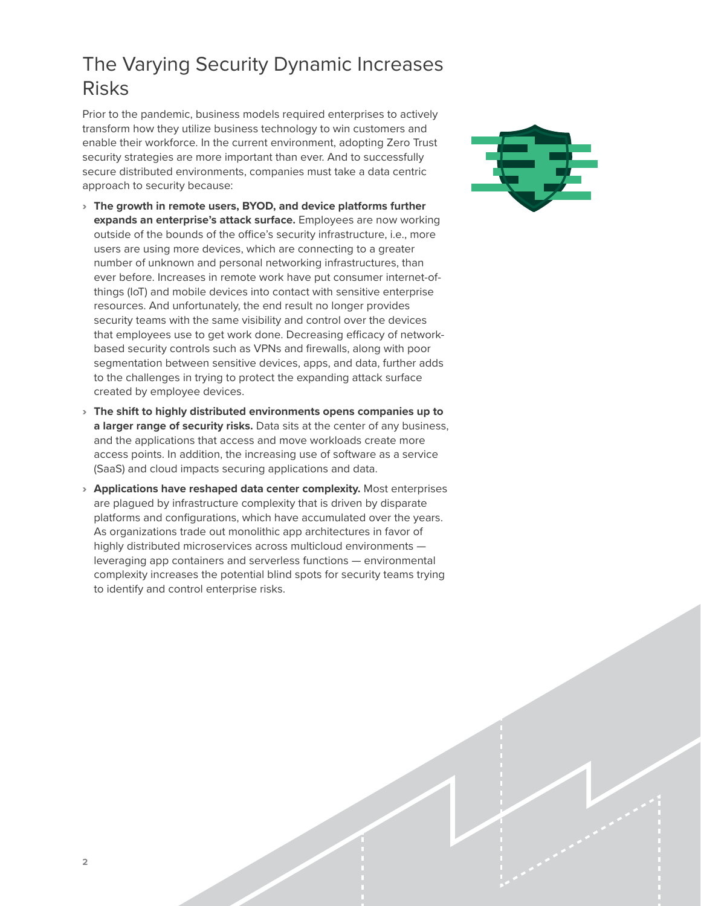# The Varying Security Dynamic Increases Risks

Prior to the pandemic, business models required enterprises to actively transform how they utilize business technology to win customers and enable their workforce. In the current environment, adopting Zero Trust security strategies are more important than ever. And to successfully secure distributed environments, companies must take a data centric approach to security because:

- **The growth in remote users, BYOD, and device platforms further expands an enterprise's attack surface.** Employees are now working outside of the bounds of the office's security infrastructure, i.e., more users are using more devices, which are connecting to a greater number of unknown and personal networking infrastructures, than ever before. Increases in remote work have put consumer internet-of-things (IoT) and mobile devices into contact with sensitive enterprise resources. And unfortunately, the end result no longer provides security teams with the same visibility and control over the devices that employees use to get work done. Decreasing efficacy of network-based security controls such as VPNs and firewalls, along with poor segmentation between sensitive devices, apps, and data, further adds to the challenges in trying to protect the expanding attack surface created by employee devices.
- **The shift to highly distributed environments opens companies up to a larger range of security risks.** Data sits at the center of any business, and the applications that access and move workloads create more access points. In addition, the increasing use of software as a service (SaaS) and cloud impacts securing applications and data.
- **Applications have reshaped data center complexity.** Most enterprises are plagued by infrastructure complexity that is driven by disparate platforms and configurations, which have accumulated over the years. As organizations trade out monolithic app architectures in favor of highly distributed microservices across multicloud environments — leveraging app containers and serverless functions — environmental complexity increases the potential blind spots for security teams trying to identify and control enterprise risks.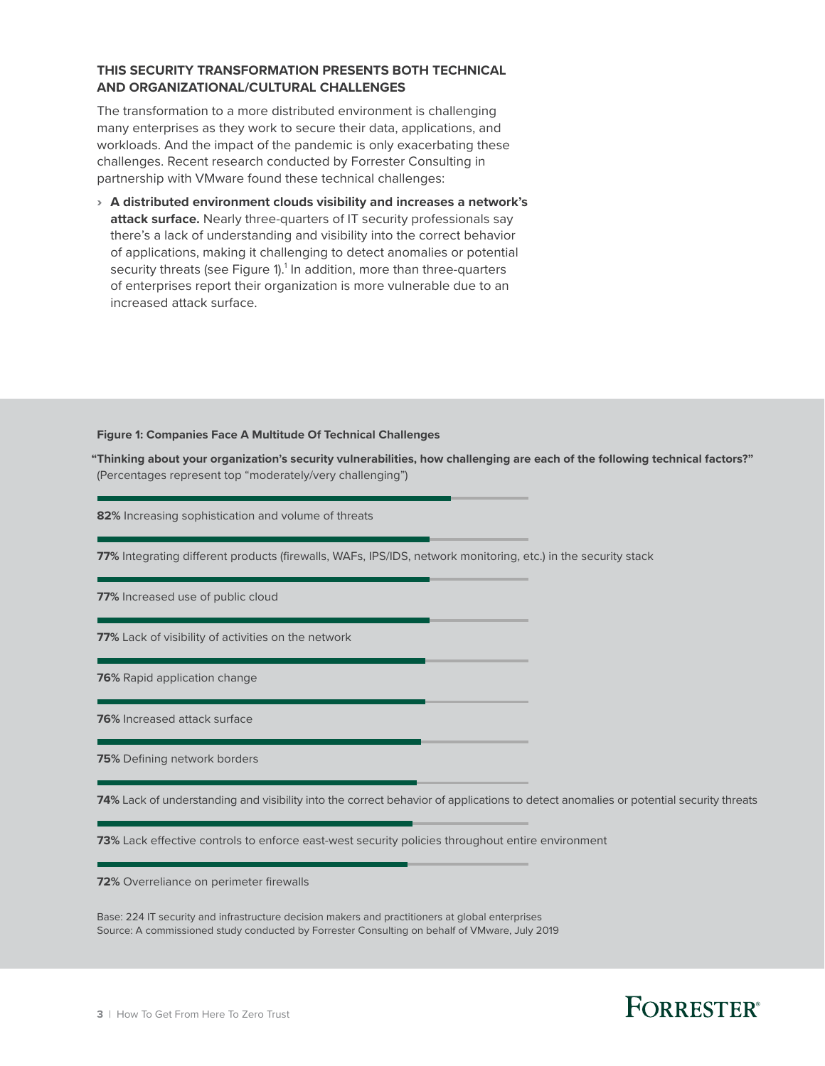### THIS SECURITY TRANSFORMATION PRESENTS BOTH TECHNICAL AND ORGANIZATIONAL/CULTURAL CHALLENGES

The transformation to a more distributed environment is challenging many enterprises as they work to secure their data, applications, and workloads. And the impact of the pandemic is only exacerbating these challenges. Recent research conducted by Forrester Consulting in partnership with VMware found these technical challenges:

- **A distributed environment clouds visibility and increases a network's attack surface.** Nearly three-quarters of IT security professionals say there's a lack of understanding and visibility into the correct behavior of applications, making it challenging to detect anomalies or potential security threats (see Figure 1).[1] In addition, more than three-quarters of enterprises report their organization is more vulnerable due to an increased attack surface.

**Figure 1: Companies Face A Multitude Of Technical Challenges**

**"Thinking about your organization's security vulnerabilities, how challenging are each of the following technical factors?"** (Percentages represent top "moderately/very challenging")

- **82%** Increasing sophistication and volume of threats
- **77%** Integrating different products (firewalls, WAFs, IPS/IDS, network monitoring, etc.) in the security stack
- **77%** Increased use of public cloud
- **77%** Lack of visibility of activities on the network
- **76%** Rapid application change
- **76%** Increased attack surface
- **75%** Defining network borders
- **74%** Lack of understanding and visibility into the correct behavior of applications to detect anomalies or potential security threats
- **73%** Lack effective controls to enforce east-west security policies throughout entire environment
- **72%** Overreliance on perimeter firewalls

Base: 224 IT security and infrastructure decision makers and practitioners at global enterprises
Source: A commissioned study conducted by Forrester Consulting on behalf of VMware, July 2019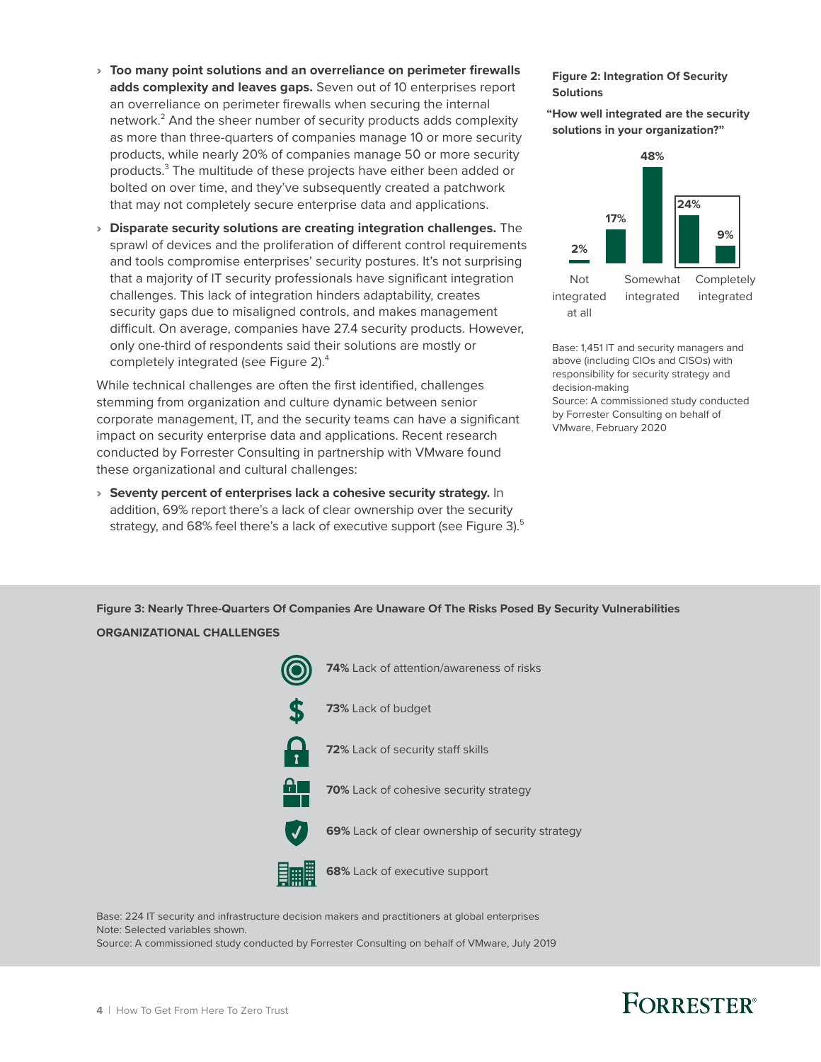- **Too many point solutions and an overreliance on perimeter firewalls adds complexity and leaves gaps.** Seven out of 10 enterprises report an overreliance on perimeter firewalls when securing the internal network.[2] And the sheer number of security products adds complexity as more than three-quarters of companies manage 10 or more security products, while nearly 20% of companies manage 50 or more security products.[3] The multitude of these projects have either been added or bolted on over time, and they've subsequently created a patchwork that may not completely secure enterprise data and applications.
- **Disparate security solutions are creating integration challenges.** The sprawl of devices and the proliferation of different control requirements and tools compromise enterprises' security postures. It's not surprising that a majority of IT security professionals have significant integration challenges. This lack of integration hinders adaptability, creates security gaps due to misaligned controls, and makes management difficult. On average, companies have 27.4 security products. However, only one-third of respondents said their solutions are mostly or completely integrated (see Figure 2).[4]

While technical challenges are often the first identified, challenges stemming from organization and culture dynamic between senior corporate management, IT, and the security teams can have a significant impact on security enterprise data and applications. Recent research conducted by Forrester Consulting in partnership with VMware found these organizational and cultural challenges:

- **Seventy percent of enterprises lack a cohesive security strategy.** In addition, 69% report there's a lack of clear ownership over the security strategy, and 68% feel there's a lack of executive support (see Figure 3).[5]

**Figure 2: Integration Of Security Solutions**

**"How well integrated are the security solutions in your organization?"**

| Not integrated at all | | Somewhat integrated | | Completely integrated |
|---|---|---|---|---|
| 2% | 17% | 48% | 24% | 9% |

Base: 1,451 IT and security managers and above (including CIOs and CISOs) with responsibility for security strategy and decision-making

Source: A commissioned study conducted by Forrester Consulting on behalf of VMware, February 2020

**Figure 3: Nearly Three-Quarters Of Companies Are Unaware Of The Risks Posed By Security Vulnerabilities**

**ORGANIZATIONAL CHALLENGES**

- **74%** Lack of attention/awareness of risks
- **73%** Lack of budget
- **72%** Lack of security staff skills
- **70%** Lack of cohesive security strategy
- **69%** Lack of clear ownership of security strategy
- **68%** Lack of executive support

Base: 224 IT security and infrastructure decision makers and practitioners at global enterprises

Note: Selected variables shown.

Source: A commissioned study conducted by Forrester Consulting on behalf of VMware, July 2019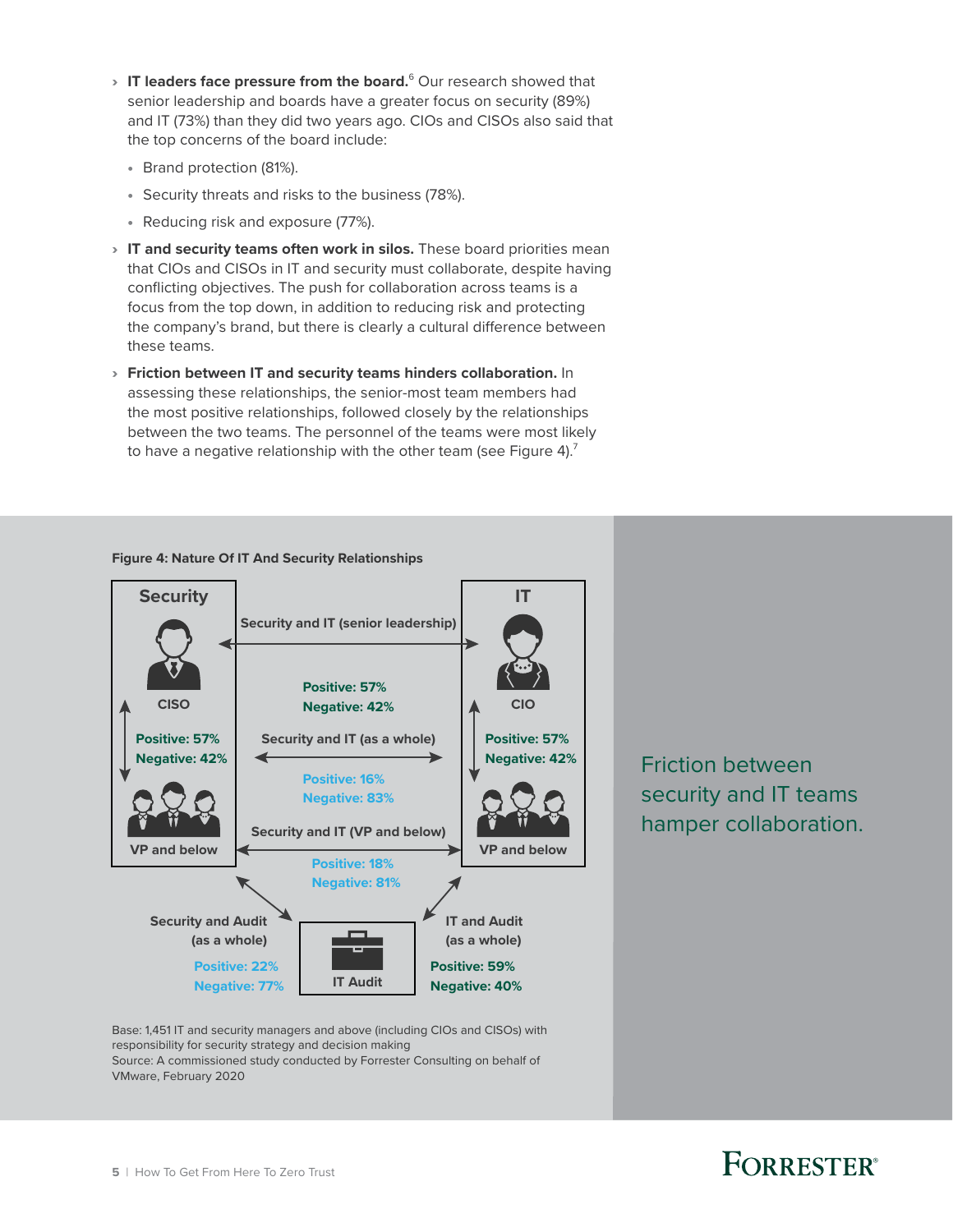- **IT leaders face pressure from the board.**[6] Our research showed that senior leadership and boards have a greater focus on security (89%) and IT (73%) than they did two years ago. CIOs and CISOs also said that the top concerns of the board include:
  - Brand protection (81%).
  - Security threats and risks to the business (78%).
  - Reducing risk and exposure (77%).
- **IT and security teams often work in silos.** These board priorities mean that CIOs and CISOs in IT and security must collaborate, despite having conflicting objectives. The push for collaboration across teams is a focus from the top down, in addition to reducing risk and protecting the company's brand, but there is clearly a cultural difference between these teams.
- **Friction between IT and security teams hinders collaboration.** In assessing these relationships, the senior-most team members had the most positive relationships, followed closely by the relationships between the two teams. The personnel of the teams were most likely to have a negative relationship with the other team (see Figure 4).[7]

**Figure 4: Nature Of IT And Security Relationships**

| Relationship | Positive | Negative |
|---|---|---|
| Security and IT (senior leadership) | 57% | 42% |
| CISO ↔ Security VP and below | 57% | 42% |
| CIO ↔ IT VP and below | 57% | 42% |
| Security and IT (as a whole) | 16% | 83% |
| Security and IT (VP and below) | 18% | 81% |
| Security and Audit (as a whole) | 22% | 77% |
| IT and Audit (as a whole) | 59% | 40% |

Base: 1,451 IT and security managers and above (including CIOs and CISOs) with responsibility for security strategy and decision making

Source: A commissioned study conducted by Forrester Consulting on behalf of VMware, February 2020

Friction between security and IT teams hamper collaboration.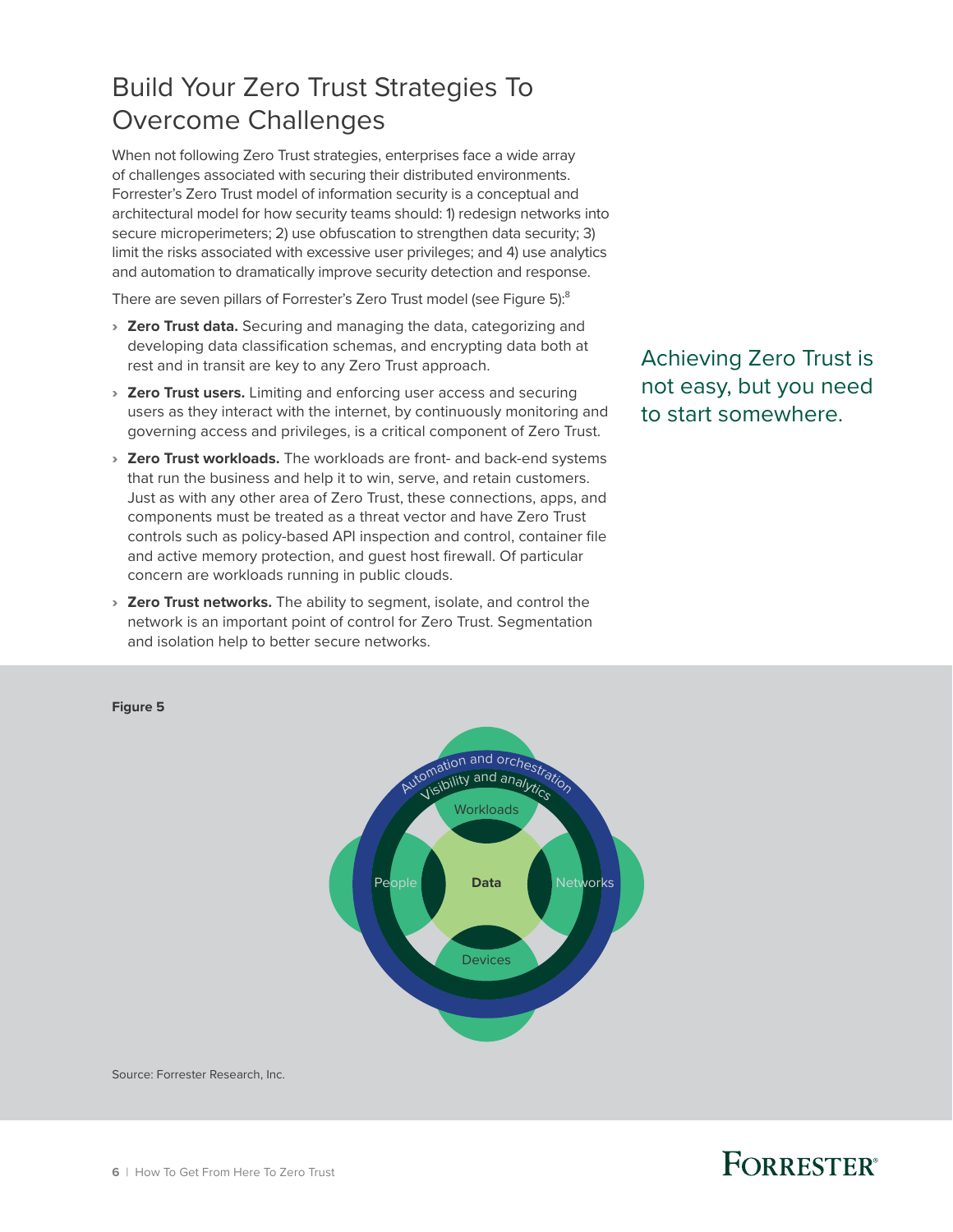## Build Your Zero Trust Strategies To Overcome Challenges

When not following Zero Trust strategies, enterprises face a wide array of challenges associated with securing their distributed environments. Forrester's Zero Trust model of information security is a conceptual and architectural model for how security teams should: 1) redesign networks into secure microperimeters; 2) use obfuscation to strengthen data security; 3) limit the risks associated with excessive user privileges; and 4) use analytics and automation to dramatically improve security detection and response.

There are seven pillars of Forrester's Zero Trust model (see Figure 5):[8]

- **Zero Trust data.** Securing and managing the data, categorizing and developing data classification schemas, and encrypting data both at rest and in transit are key to any Zero Trust approach.
- **Zero Trust users.** Limiting and enforcing user access and securing users as they interact with the internet, by continuously monitoring and governing access and privileges, is a critical component of Zero Trust.
- **Zero Trust workloads.** The workloads are front- and back-end systems that run the business and help it to win, serve, and retain customers. Just as with any other area of Zero Trust, these connections, apps, and components must be treated as a threat vector and have Zero Trust controls such as policy-based API inspection and control, container file and active memory protection, and guest host firewall. Of particular concern are workloads running in public clouds.
- **Zero Trust networks.** The ability to segment, isolate, and control the network is an important point of control for Zero Trust. Segmentation and isolation help to better secure networks.

Achieving Zero Trust is not easy, but you need to start somewhere.

**Figure 5**

Automation and orchestration

Visibility and analytics

Workloads

People

Data

Networks

Devices

Source: Forrester Research, Inc.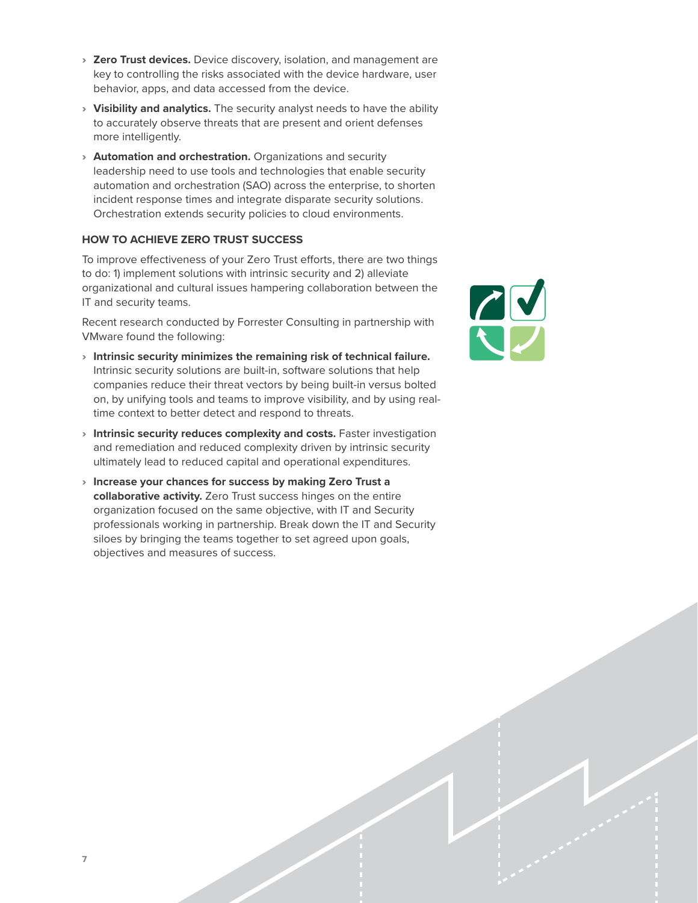- **Zero Trust devices.** Device discovery, isolation, and management are key to controlling the risks associated with the device hardware, user behavior, apps, and data accessed from the device.
- **Visibility and analytics.** The security analyst needs to have the ability to accurately observe threats that are present and orient defenses more intelligently.
- **Automation and orchestration.** Organizations and security leadership need to use tools and technologies that enable security automation and orchestration (SAO) across the enterprise, to shorten incident response times and integrate disparate security solutions. Orchestration extends security policies to cloud environments.

## HOW TO ACHIEVE ZERO TRUST SUCCESS

To improve effectiveness of your Zero Trust efforts, there are two things to do: 1) implement solutions with intrinsic security and 2) alleviate organizational and cultural issues hampering collaboration between the IT and security teams.

Recent research conducted by Forrester Consulting in partnership with VMware found the following:

- **Intrinsic security minimizes the remaining risk of technical failure.** Intrinsic security solutions are built-in, software solutions that help companies reduce their threat vectors by being built-in versus bolted on, by unifying tools and teams to improve visibility, and by using real-time context to better detect and respond to threats.
- **Intrinsic security reduces complexity and costs.** Faster investigation and remediation and reduced complexity driven by intrinsic security ultimately lead to reduced capital and operational expenditures.
- **Increase your chances for success by making Zero Trust a collaborative activity.** Zero Trust success hinges on the entire organization focused on the same objective, with IT and Security professionals working in partnership. Break down the IT and Security siloes by bringing the teams together to set agreed upon goals, objectives and measures of success.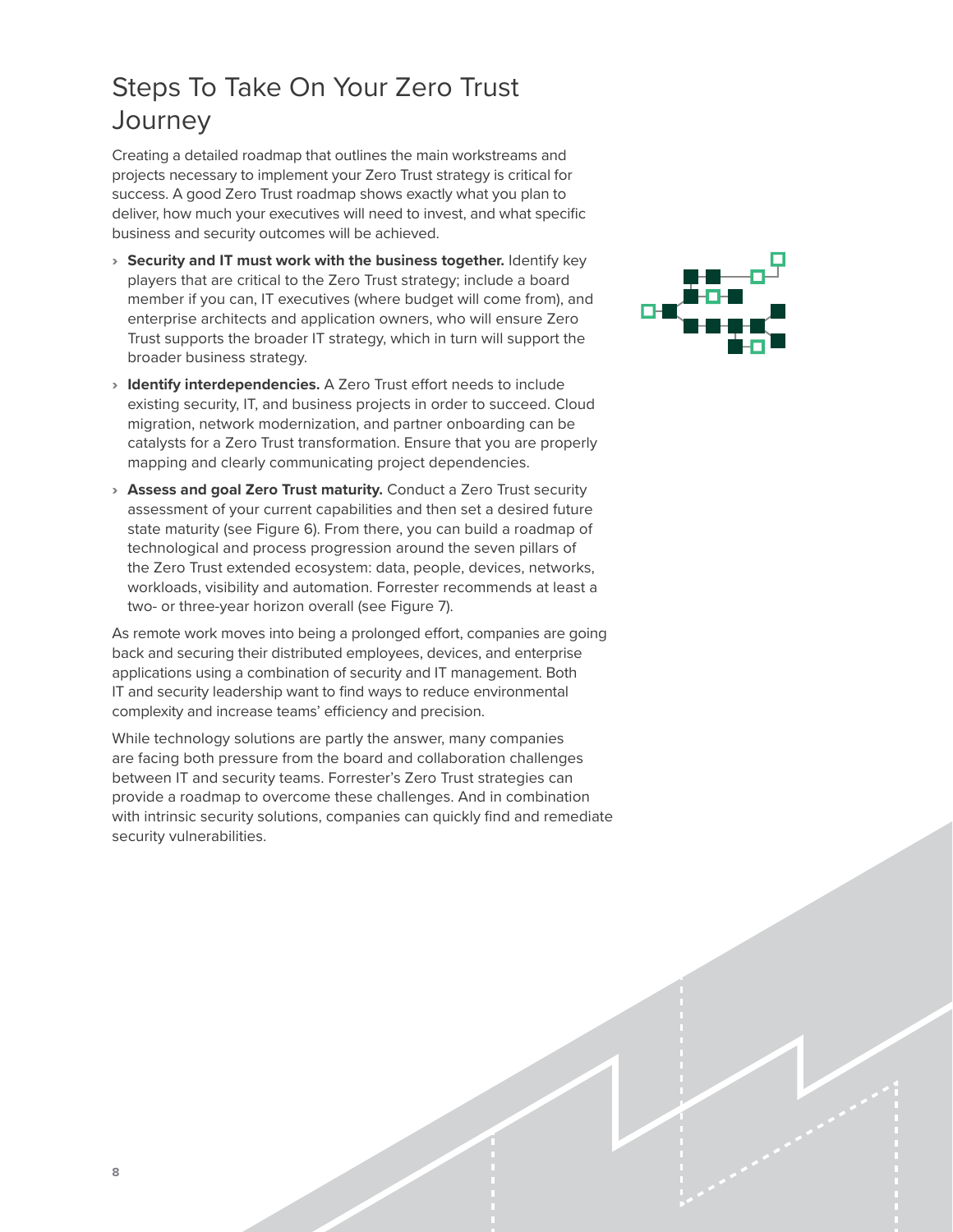# Steps To Take On Your Zero Trust Journey

Creating a detailed roadmap that outlines the main workstreams and projects necessary to implement your Zero Trust strategy is critical for success. A good Zero Trust roadmap shows exactly what you plan to deliver, how much your executives will need to invest, and what specific business and security outcomes will be achieved.

- **Security and IT must work with the business together.** Identify key players that are critical to the Zero Trust strategy; include a board member if you can, IT executives (where budget will come from), and enterprise architects and application owners, who will ensure Zero Trust supports the broader IT strategy, which in turn will support the broader business strategy.
- **Identify interdependencies.** A Zero Trust effort needs to include existing security, IT, and business projects in order to succeed. Cloud migration, network modernization, and partner onboarding can be catalysts for a Zero Trust transformation. Ensure that you are properly mapping and clearly communicating project dependencies.
- **Assess and goal Zero Trust maturity.** Conduct a Zero Trust security assessment of your current capabilities and then set a desired future state maturity (see Figure 6). From there, you can build a roadmap of technological and process progression around the seven pillars of the Zero Trust extended ecosystem: data, people, devices, networks, workloads, visibility and automation. Forrester recommends at least a two- or three-year horizon overall (see Figure 7).

As remote work moves into being a prolonged effort, companies are going back and securing their distributed employees, devices, and enterprise applications using a combination of security and IT management. Both IT and security leadership want to find ways to reduce environmental complexity and increase teams' efficiency and precision.

While technology solutions are partly the answer, many companies are facing both pressure from the board and collaboration challenges between IT and security teams. Forrester's Zero Trust strategies can provide a roadmap to overcome these challenges. And in combination with intrinsic security solutions, companies can quickly find and remediate security vulnerabilities.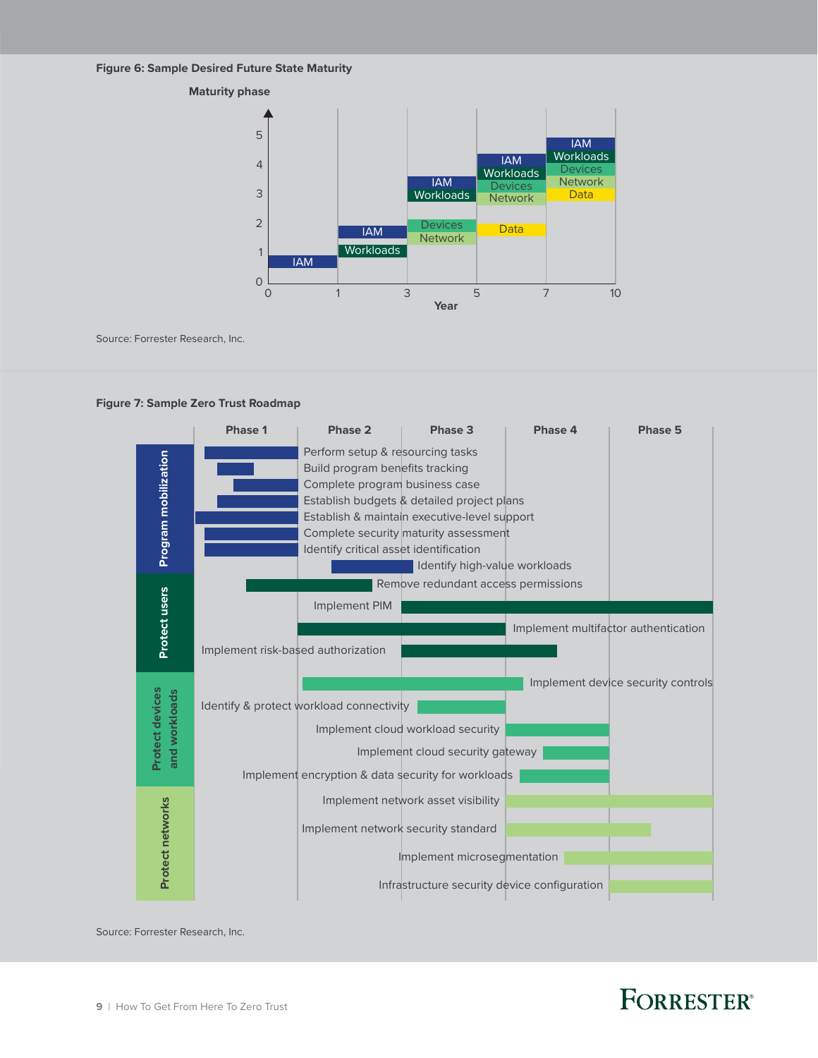**Figure 6: Sample Desired Future State Maturity**

Maturity phase

| Year | Maturity phase elements |
| --- | --- |
| 0–1 | IAM (phase 1) |
| 1–3 | IAM, Workloads (phase 2) |
| 3–5 | IAM, Workloads (phase 3); Devices, Network (phase 2) |
| 5–7 | IAM, Workloads, Devices, Network (phase 4); Data (phase 2) |
| 7–10 | IAM, Workloads, Devices, Network, Data (phase 5) |

Source: Forrester Research, Inc.

**Figure 7: Sample Zero Trust Roadmap**

Phases: Phase 1, Phase 2, Phase 3, Phase 4, Phase 5

**Program mobilization**
- Perform setup & resourcing tasks
- Build program benefits tracking
- Complete program business case
- Establish budgets & detailed project plans
- Establish & maintain executive-level support
- Complete security maturity assessment
- Identify critical asset identification
- Identify high-value workloads

**Protect users**
- Remove redundant access permissions
- Implement PIM
- Implement multifactor authentication
- Implement risk-based authorization

**Protect devices and workloads**
- Implement device security controls
- Identify & protect workload connectivity
- Implement cloud workload security
- Implement cloud security gateway
- Implement encryption & data security for workloads

**Protect networks**
- Implement network asset visibility
- Implement network security standard
- Implement microsegmentation
- Infrastructure security device configuration

Source: Forrester Research, Inc.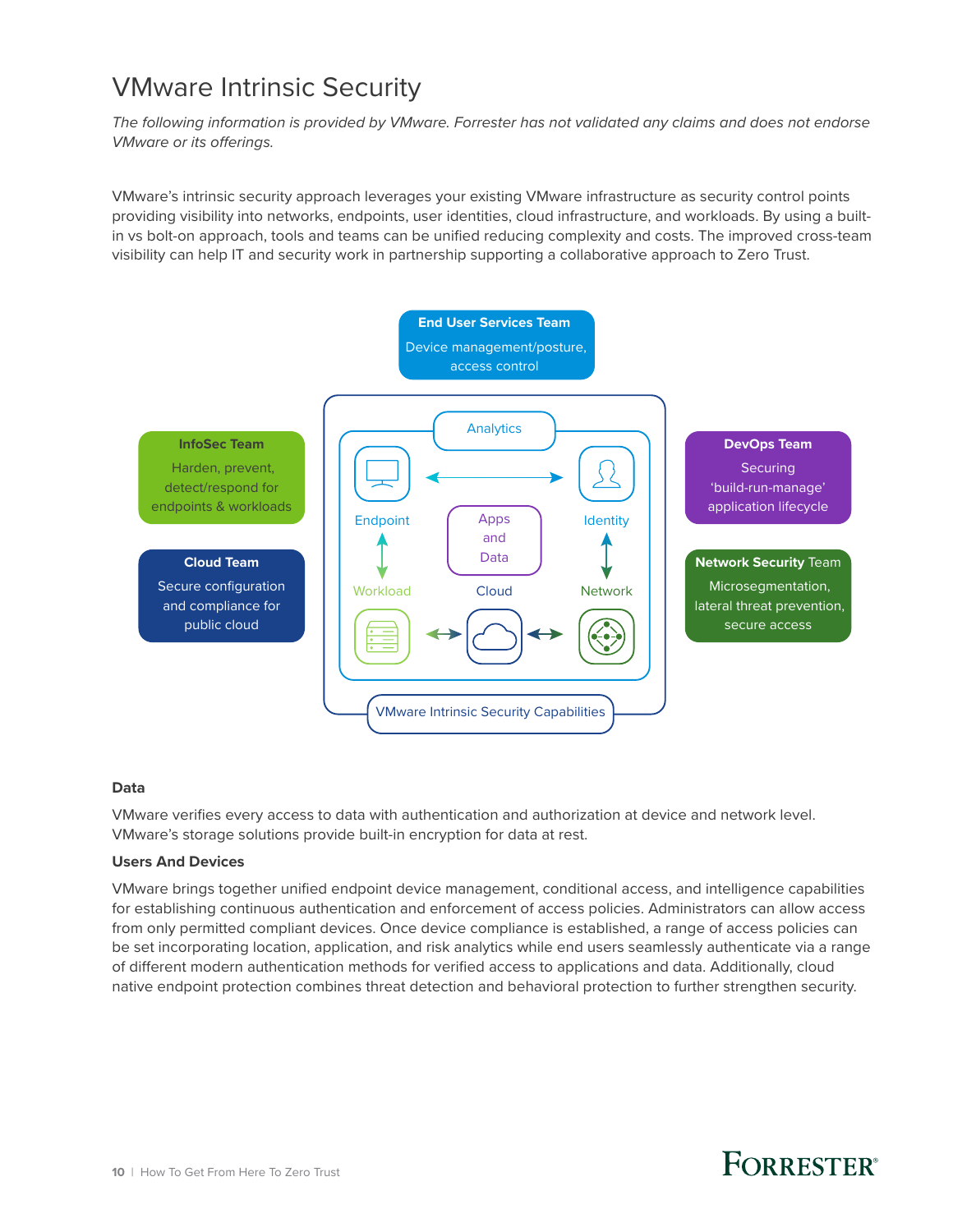# VMware Intrinsic Security

*The following information is provided by VMware. Forrester has not validated any claims and does not endorse VMware or its offerings.*

VMware's intrinsic security approach leverages your existing VMware infrastructure as security control points providing visibility into networks, endpoints, user identities, cloud infrastructure, and workloads. By using a built-in vs bolt-on approach, tools and teams can be unified reducing complexity and costs. The improved cross-team visibility can help IT and security work in partnership supporting a collaborative approach to Zero Trust.

**End User Services Team**
Device management/posture, access control

**InfoSec Team**
Harden, prevent, detect/respond for endpoints & workloads

**Cloud Team**
Secure configuration and compliance for public cloud

**DevOps Team**
Securing 'build-run-manage' application lifecycle

**Network Security Team**
Microsegmentation, lateral threat prevention, secure access

Analytics

Endpoint — Identity

Apps and Data

Workload — Cloud — Network

VMware Intrinsic Security Capabilities

### Data

VMware verifies every access to data with authentication and authorization at device and network level. VMware's storage solutions provide built-in encryption for data at rest.

### Users And Devices

VMware brings together unified endpoint device management, conditional access, and intelligence capabilities for establishing continuous authentication and enforcement of access policies. Administrators can allow access from only permitted compliant devices. Once device compliance is established, a range of access policies can be set incorporating location, application, and risk analytics while end users seamlessly authenticate via a range of different modern authentication methods for verified access to applications and data. Additionally, cloud native endpoint protection combines threat detection and behavioral protection to further strengthen security.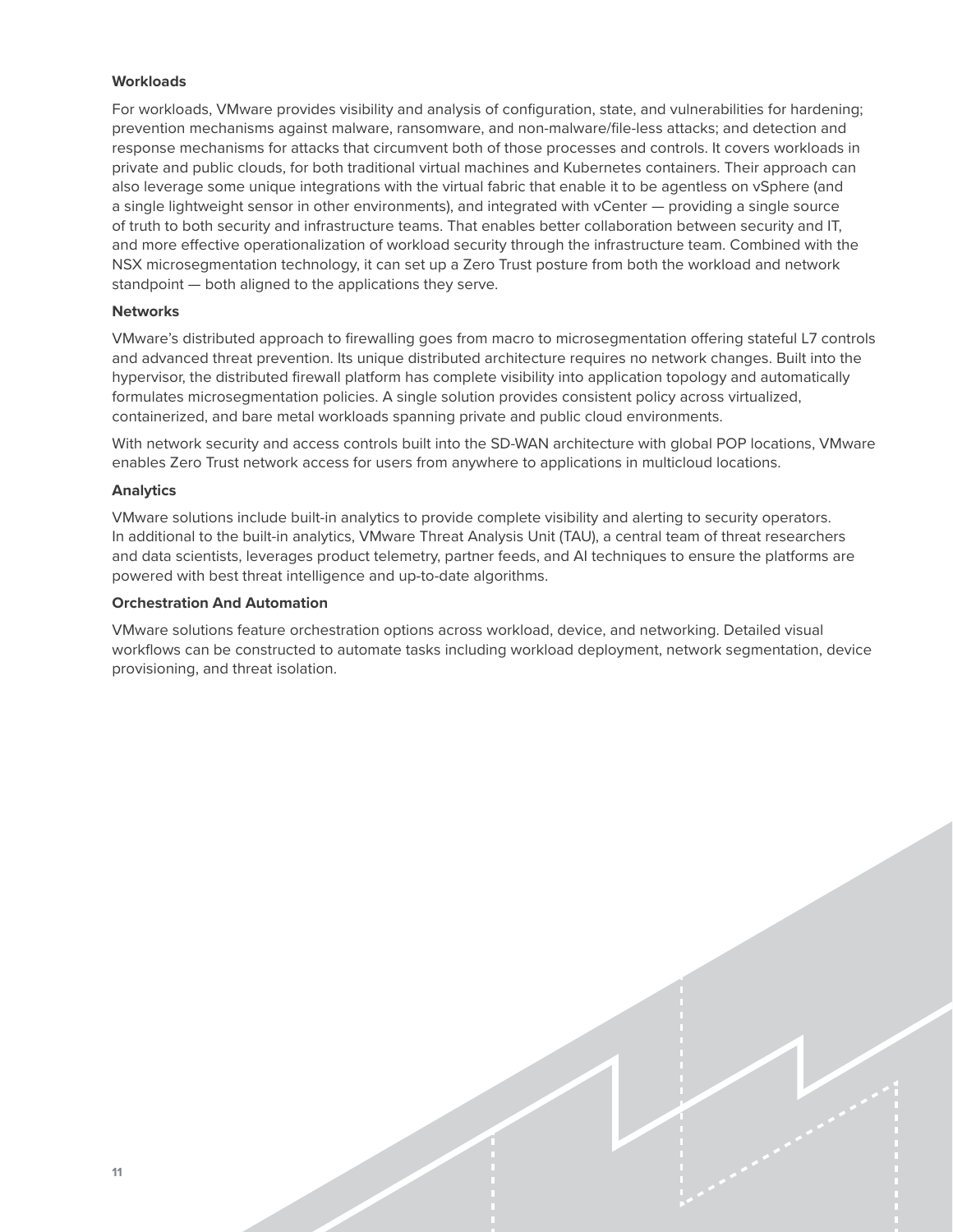**Workloads**

For workloads, VMware provides visibility and analysis of configuration, state, and vulnerabilities for hardening; prevention mechanisms against malware, ransomware, and non-malware/file-less attacks; and detection and response mechanisms for attacks that circumvent both of those processes and controls. It covers workloads in private and public clouds, for both traditional virtual machines and Kubernetes containers. Their approach can also leverage some unique integrations with the virtual fabric that enable it to be agentless on vSphere (and a single lightweight sensor in other environments), and integrated with vCenter — providing a single source of truth to both security and infrastructure teams. That enables better collaboration between security and IT, and more effective operationalization of workload security through the infrastructure team. Combined with the NSX microsegmentation technology, it can set up a Zero Trust posture from both the workload and network standpoint — both aligned to the applications they serve.

**Networks**

VMware's distributed approach to firewalling goes from macro to microsegmentation offering stateful L7 controls and advanced threat prevention. Its unique distributed architecture requires no network changes. Built into the hypervisor, the distributed firewall platform has complete visibility into application topology and automatically formulates microsegmentation policies. A single solution provides consistent policy across virtualized, containerized, and bare metal workloads spanning private and public cloud environments.

With network security and access controls built into the SD-WAN architecture with global POP locations, VMware enables Zero Trust network access for users from anywhere to applications in multicloud locations.

**Analytics**

VMware solutions include built-in analytics to provide complete visibility and alerting to security operators. In additional to the built-in analytics, VMware Threat Analysis Unit (TAU), a central team of threat researchers and data scientists, leverages product telemetry, partner feeds, and AI techniques to ensure the platforms are powered with best threat intelligence and up-to-date algorithms.

**Orchestration And Automation**

VMware solutions feature orchestration options across workload, device, and networking. Detailed visual workflows can be constructed to automate tasks including workload deployment, network segmentation, device provisioning, and threat isolation.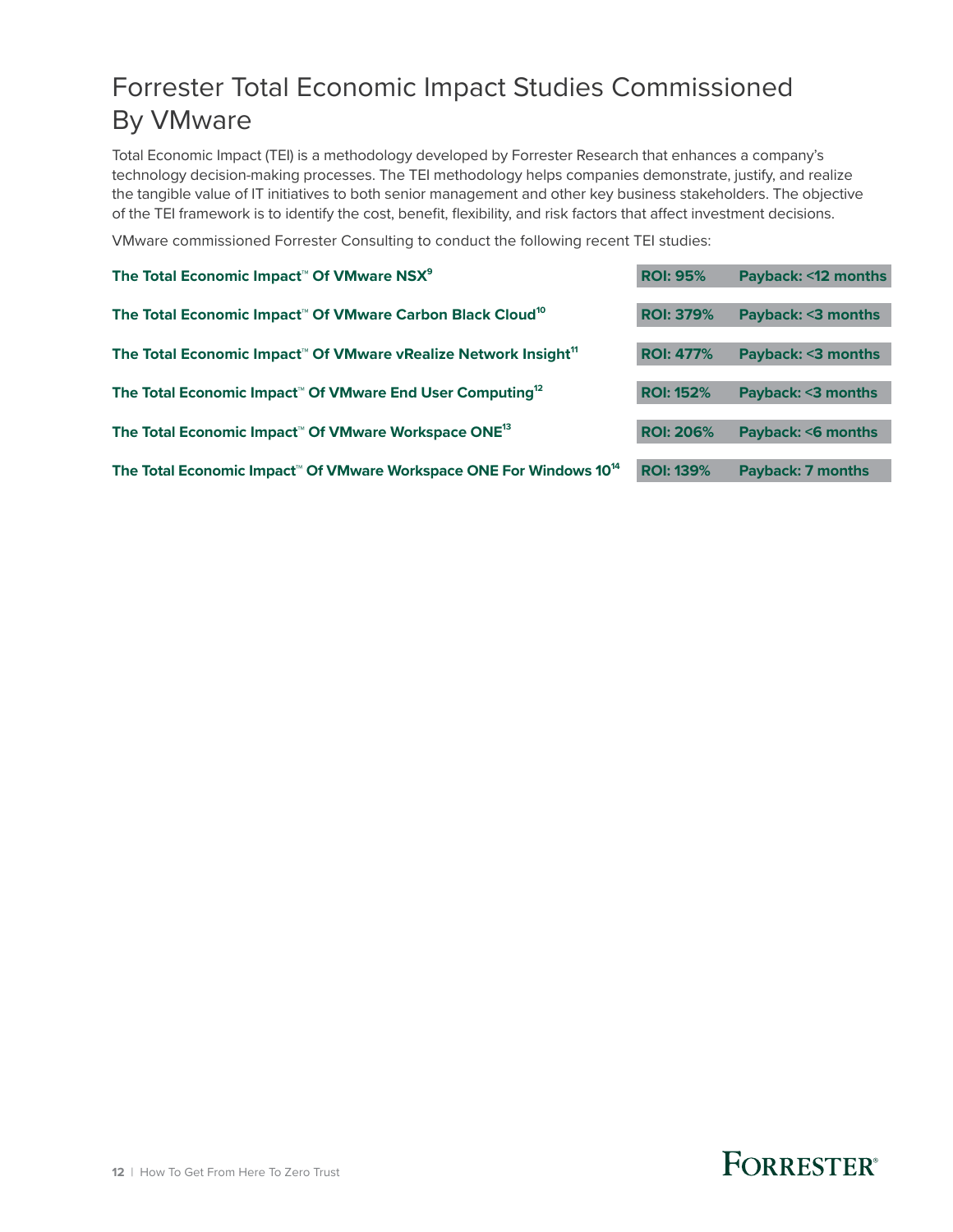# Forrester Total Economic Impact Studies Commissioned By VMware

Total Economic Impact (TEI) is a methodology developed by Forrester Research that enhances a company's technology decision-making processes. The TEI methodology helps companies demonstrate, justify, and realize the tangible value of IT initiatives to both senior management and other key business stakeholders. The objective of the TEI framework is to identify the cost, benefit, flexibility, and risk factors that affect investment decisions.

VMware commissioned Forrester Consulting to conduct the following recent TEI studies:

| Study | ROI | Payback |
| --- | --- | --- |
| **The Total Economic Impact™ Of VMware NSX[9]** | **ROI: 95%** | **Payback: <12 months** |
| **The Total Economic Impact™ Of VMware Carbon Black Cloud[10]** | **ROI: 379%** | **Payback: <3 months** |
| **The Total Economic Impact™ Of VMware vRealize Network Insight[11]** | **ROI: 477%** | **Payback: <3 months** |
| **The Total Economic Impact™ Of VMware End User Computing[12]** | **ROI: 152%** | **Payback: <3 months** |
| **The Total Economic Impact™ Of VMware Workspace ONE[13]** | **ROI: 206%** | **Payback: <6 months** |
| **The Total Economic Impact™ Of VMware Workspace ONE For Windows 10[14]** | **ROI: 139%** | **Payback: 7 months** |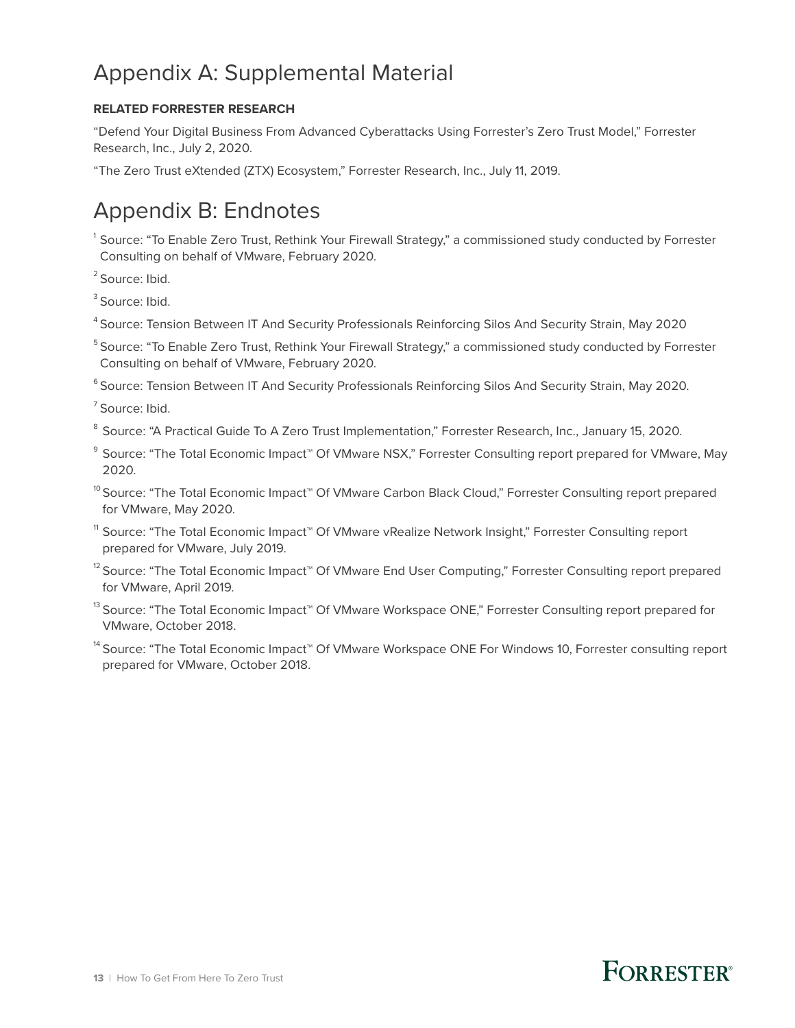# Appendix A: Supplemental Material

**RELATED FORRESTER RESEARCH**

"Defend Your Digital Business From Advanced Cyberattacks Using Forrester's Zero Trust Model," Forrester Research, Inc., July 2, 2020.

"The Zero Trust eXtended (ZTX) Ecosystem," Forrester Research, Inc., July 11, 2019.

# Appendix B: Endnotes

[1] Source: "To Enable Zero Trust, Rethink Your Firewall Strategy," a commissioned study conducted by Forrester Consulting on behalf of VMware, February 2020.

[2] Source: Ibid.

[3] Source: Ibid.

[4] Source: Tension Between IT And Security Professionals Reinforcing Silos And Security Strain, May 2020

[5] Source: "To Enable Zero Trust, Rethink Your Firewall Strategy," a commissioned study conducted by Forrester Consulting on behalf of VMware, February 2020.

[6] Source: Tension Between IT And Security Professionals Reinforcing Silos And Security Strain, May 2020.

[7] Source: Ibid.

[8] Source: "A Practical Guide To A Zero Trust Implementation," Forrester Research, Inc., January 15, 2020.

[9] Source: "The Total Economic Impact™ Of VMware NSX," Forrester Consulting report prepared for VMware, May 2020.

[10] Source: "The Total Economic Impact™ Of VMware Carbon Black Cloud," Forrester Consulting report prepared for VMware, May 2020.

[11] Source: "The Total Economic Impact™ Of VMware vRealize Network Insight," Forrester Consulting report prepared for VMware, July 2019.

[12] Source: "The Total Economic Impact™ Of VMware End User Computing," Forrester Consulting report prepared for VMware, April 2019.

[13] Source: "The Total Economic Impact™ Of VMware Workspace ONE," Forrester Consulting report prepared for VMware, October 2018.

[14] Source: "The Total Economic Impact™ Of VMware Workspace ONE For Windows 10, Forrester consulting report prepared for VMware, October 2018.